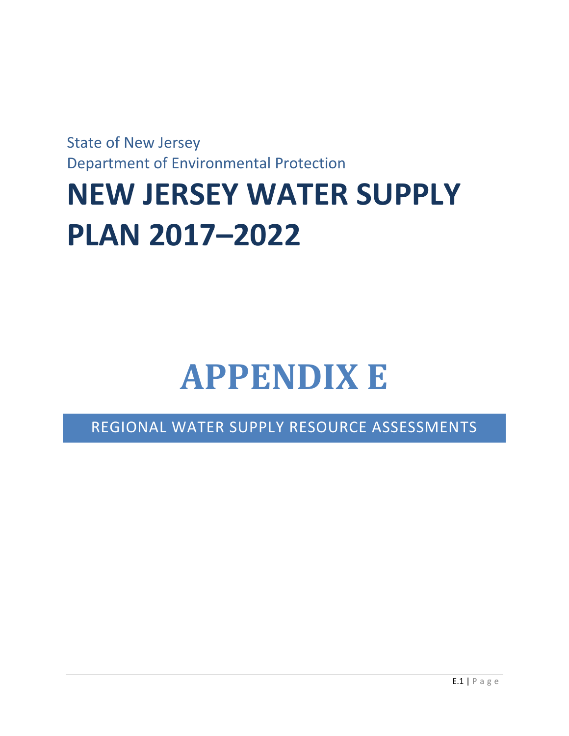State of New Jersey
Department of Environmental Protection

# NEW JERSEY WATER SUPPLY PLAN 2017–2022

# APPENDIX E

## REGIONAL WATER SUPPLY RESOURCE ASSESSMENTS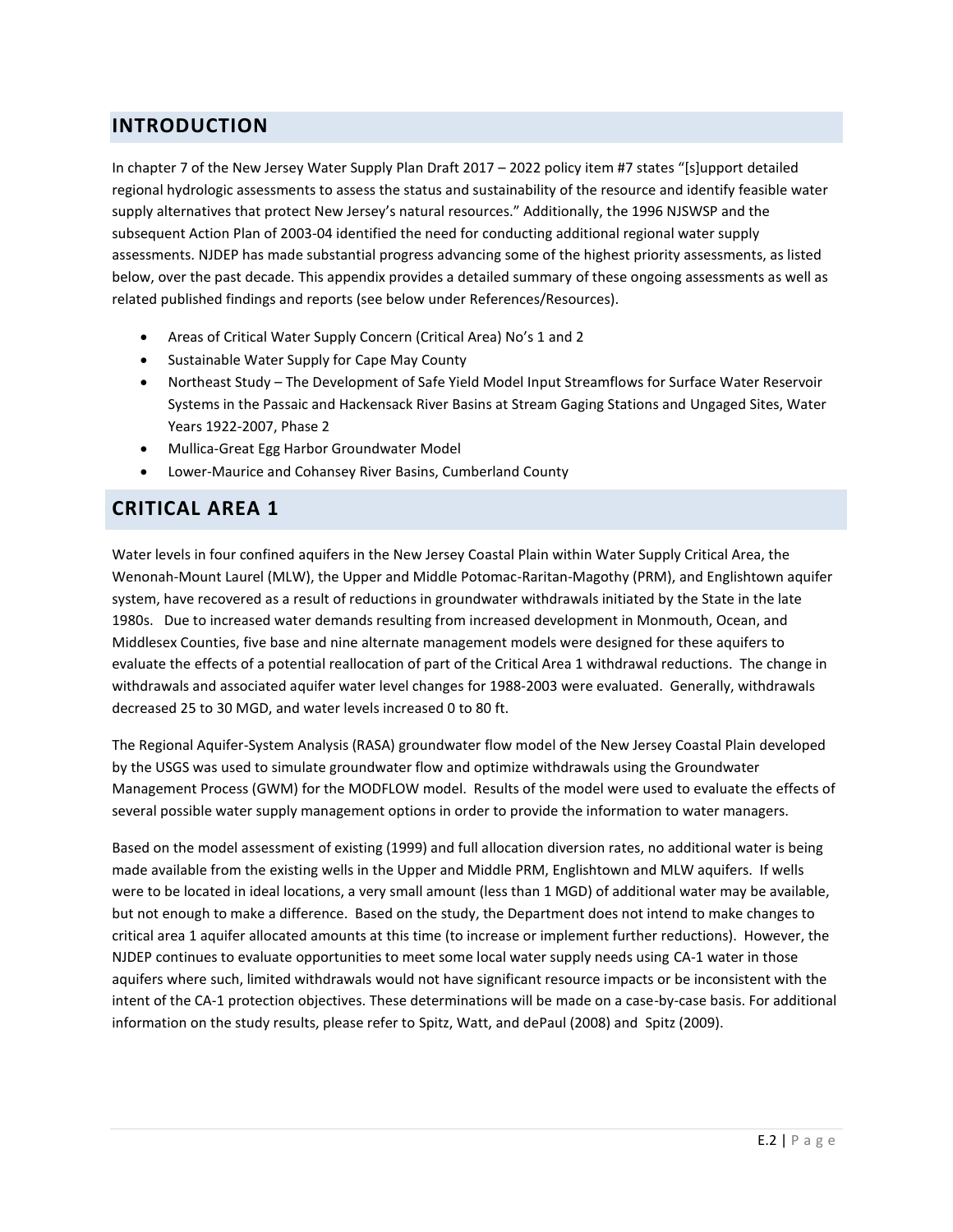## INTRODUCTION

In chapter 7 of the New Jersey Water Supply Plan Draft 2017 – 2022 policy item #7 states "[s]upport detailed regional hydrologic assessments to assess the status and sustainability of the resource and identify feasible water supply alternatives that protect New Jersey's natural resources." Additionally, the 1996 NJSWSP and the subsequent Action Plan of 2003-04 identified the need for conducting additional regional water supply assessments. NJDEP has made substantial progress advancing some of the highest priority assessments, as listed below, over the past decade. This appendix provides a detailed summary of these ongoing assessments as well as related published findings and reports (see below under References/Resources).

- Areas of Critical Water Supply Concern (Critical Area) No's 1 and 2
- Sustainable Water Supply for Cape May County
- Northeast Study – The Development of Safe Yield Model Input Streamflows for Surface Water Reservoir Systems in the Passaic and Hackensack River Basins at Stream Gaging Stations and Ungaged Sites, Water Years 1922-2007, Phase 2
- Mullica-Great Egg Harbor Groundwater Model
- Lower-Maurice and Cohansey River Basins, Cumberland County

## CRITICAL AREA 1

Water levels in four confined aquifers in the New Jersey Coastal Plain within Water Supply Critical Area, the Wenonah-Mount Laurel (MLW), the Upper and Middle Potomac-Raritan-Magothy (PRM), and Englishtown aquifer system, have recovered as a result of reductions in groundwater withdrawals initiated by the State in the late 1980s. Due to increased water demands resulting from increased development in Monmouth, Ocean, and Middlesex Counties, five base and nine alternate management models were designed for these aquifers to evaluate the effects of a potential reallocation of part of the Critical Area 1 withdrawal reductions. The change in withdrawals and associated aquifer water level changes for 1988-2003 were evaluated. Generally, withdrawals decreased 25 to 30 MGD, and water levels increased 0 to 80 ft.

The Regional Aquifer-System Analysis (RASA) groundwater flow model of the New Jersey Coastal Plain developed by the USGS was used to simulate groundwater flow and optimize withdrawals using the Groundwater Management Process (GWM) for the MODFLOW model. Results of the model were used to evaluate the effects of several possible water supply management options in order to provide the information to water managers.

Based on the model assessment of existing (1999) and full allocation diversion rates, no additional water is being made available from the existing wells in the Upper and Middle PRM, Englishtown and MLW aquifers. If wells were to be located in ideal locations, a very small amount (less than 1 MGD) of additional water may be available, but not enough to make a difference. Based on the study, the Department does not intend to make changes to critical area 1 aquifer allocated amounts at this time (to increase or implement further reductions). However, the NJDEP continues to evaluate opportunities to meet some local water supply needs using CA-1 water in those aquifers where such, limited withdrawals would not have significant resource impacts or be inconsistent with the intent of the CA-1 protection objectives. These determinations will be made on a case-by-case basis. For additional information on the study results, please refer to Spitz, Watt, and dePaul (2008) and Spitz (2009).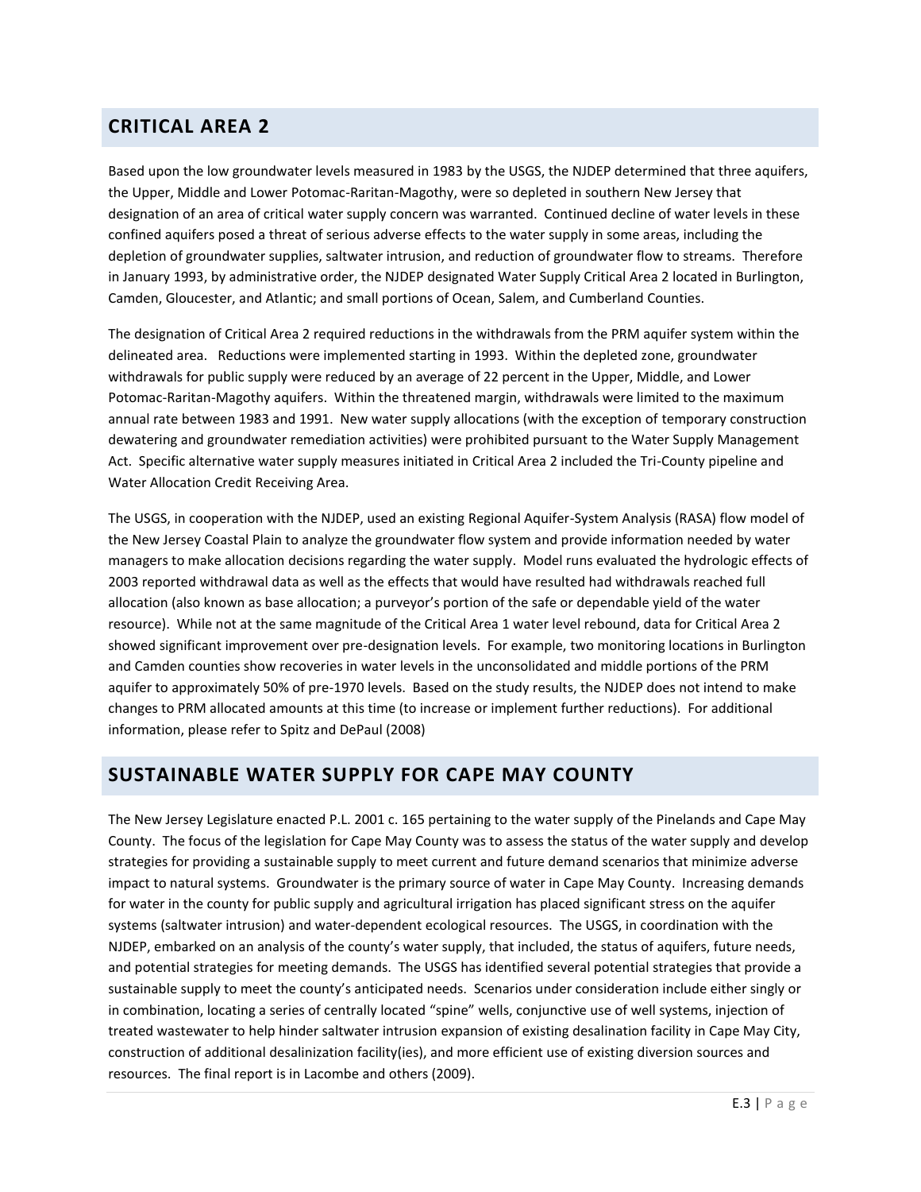## CRITICAL AREA 2

Based upon the low groundwater levels measured in 1983 by the USGS, the NJDEP determined that three aquifers, the Upper, Middle and Lower Potomac-Raritan-Magothy, were so depleted in southern New Jersey that designation of an area of critical water supply concern was warranted. Continued decline of water levels in these confined aquifers posed a threat of serious adverse effects to the water supply in some areas, including the depletion of groundwater supplies, saltwater intrusion, and reduction of groundwater flow to streams. Therefore in January 1993, by administrative order, the NJDEP designated Water Supply Critical Area 2 located in Burlington, Camden, Gloucester, and Atlantic; and small portions of Ocean, Salem, and Cumberland Counties.

The designation of Critical Area 2 required reductions in the withdrawals from the PRM aquifer system within the delineated area. Reductions were implemented starting in 1993. Within the depleted zone, groundwater withdrawals for public supply were reduced by an average of 22 percent in the Upper, Middle, and Lower Potomac-Raritan-Magothy aquifers. Within the threatened margin, withdrawals were limited to the maximum annual rate between 1983 and 1991. New water supply allocations (with the exception of temporary construction dewatering and groundwater remediation activities) were prohibited pursuant to the Water Supply Management Act. Specific alternative water supply measures initiated in Critical Area 2 included the Tri-County pipeline and Water Allocation Credit Receiving Area.

The USGS, in cooperation with the NJDEP, used an existing Regional Aquifer-System Analysis (RASA) flow model of the New Jersey Coastal Plain to analyze the groundwater flow system and provide information needed by water managers to make allocation decisions regarding the water supply. Model runs evaluated the hydrologic effects of 2003 reported withdrawal data as well as the effects that would have resulted had withdrawals reached full allocation (also known as base allocation; a purveyor's portion of the safe or dependable yield of the water resource). While not at the same magnitude of the Critical Area 1 water level rebound, data for Critical Area 2 showed significant improvement over pre-designation levels. For example, two monitoring locations in Burlington and Camden counties show recoveries in water levels in the unconsolidated and middle portions of the PRM aquifer to approximately 50% of pre-1970 levels. Based on the study results, the NJDEP does not intend to make changes to PRM allocated amounts at this time (to increase or implement further reductions). For additional information, please refer to Spitz and DePaul (2008)

## SUSTAINABLE WATER SUPPLY FOR CAPE MAY COUNTY

The New Jersey Legislature enacted P.L. 2001 c. 165 pertaining to the water supply of the Pinelands and Cape May County. The focus of the legislation for Cape May County was to assess the status of the water supply and develop strategies for providing a sustainable supply to meet current and future demand scenarios that minimize adverse impact to natural systems. Groundwater is the primary source of water in Cape May County. Increasing demands for water in the county for public supply and agricultural irrigation has placed significant stress on the aquifer systems (saltwater intrusion) and water-dependent ecological resources. The USGS, in coordination with the NJDEP, embarked on an analysis of the county's water supply, that included, the status of aquifers, future needs, and potential strategies for meeting demands. The USGS has identified several potential strategies that provide a sustainable supply to meet the county's anticipated needs. Scenarios under consideration include either singly or in combination, locating a series of centrally located "spine" wells, conjunctive use of well systems, injection of treated wastewater to help hinder saltwater intrusion expansion of existing desalination facility in Cape May City, construction of additional desalinization facility(ies), and more efficient use of existing diversion sources and resources. The final report is in Lacombe and others (2009).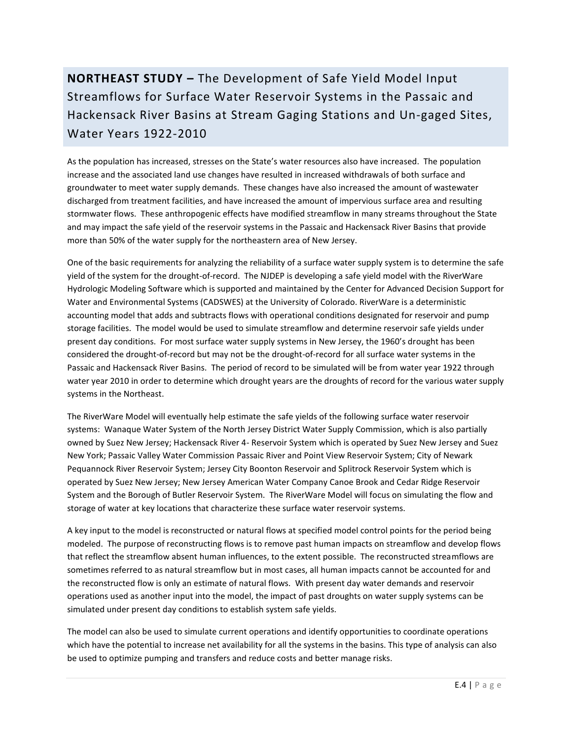## **NORTHEAST STUDY –** The Development of Safe Yield Model Input Streamflows for Surface Water Reservoir Systems in the Passaic and Hackensack River Basins at Stream Gaging Stations and Un-gaged Sites, Water Years 1922-2010

As the population has increased, stresses on the State's water resources also have increased. The population increase and the associated land use changes have resulted in increased withdrawals of both surface and groundwater to meet water supply demands. These changes have also increased the amount of wastewater discharged from treatment facilities, and have increased the amount of impervious surface area and resulting stormwater flows. These anthropogenic effects have modified streamflow in many streams throughout the State and may impact the safe yield of the reservoir systems in the Passaic and Hackensack River Basins that provide more than 50% of the water supply for the northeastern area of New Jersey.

One of the basic requirements for analyzing the reliability of a surface water supply system is to determine the safe yield of the system for the drought-of-record. The NJDEP is developing a safe yield model with the RiverWare Hydrologic Modeling Software which is supported and maintained by the Center for Advanced Decision Support for Water and Environmental Systems (CADSWES) at the University of Colorado. RiverWare is a deterministic accounting model that adds and subtracts flows with operational conditions designated for reservoir and pump storage facilities. The model would be used to simulate streamflow and determine reservoir safe yields under present day conditions. For most surface water supply systems in New Jersey, the 1960's drought has been considered the drought-of-record but may not be the drought-of-record for all surface water systems in the Passaic and Hackensack River Basins. The period of record to be simulated will be from water year 1922 through water year 2010 in order to determine which drought years are the droughts of record for the various water supply systems in the Northeast.

The RiverWare Model will eventually help estimate the safe yields of the following surface water reservoir systems: Wanaque Water System of the North Jersey District Water Supply Commission, which is also partially owned by Suez New Jersey; Hackensack River 4- Reservoir System which is operated by Suez New Jersey and Suez New York; Passaic Valley Water Commission Passaic River and Point View Reservoir System; City of Newark Pequannock River Reservoir System; Jersey City Boonton Reservoir and Splitrock Reservoir System which is operated by Suez New Jersey; New Jersey American Water Company Canoe Brook and Cedar Ridge Reservoir System and the Borough of Butler Reservoir System. The RiverWare Model will focus on simulating the flow and storage of water at key locations that characterize these surface water reservoir systems.

A key input to the model is reconstructed or natural flows at specified model control points for the period being modeled. The purpose of reconstructing flows is to remove past human impacts on streamflow and develop flows that reflect the streamflow absent human influences, to the extent possible. The reconstructed streamflows are sometimes referred to as natural streamflow but in most cases, all human impacts cannot be accounted for and the reconstructed flow is only an estimate of natural flows. With present day water demands and reservoir operations used as another input into the model, the impact of past droughts on water supply systems can be simulated under present day conditions to establish system safe yields.

The model can also be used to simulate current operations and identify opportunities to coordinate operations which have the potential to increase net availability for all the systems in the basins. This type of analysis can also be used to optimize pumping and transfers and reduce costs and better manage risks.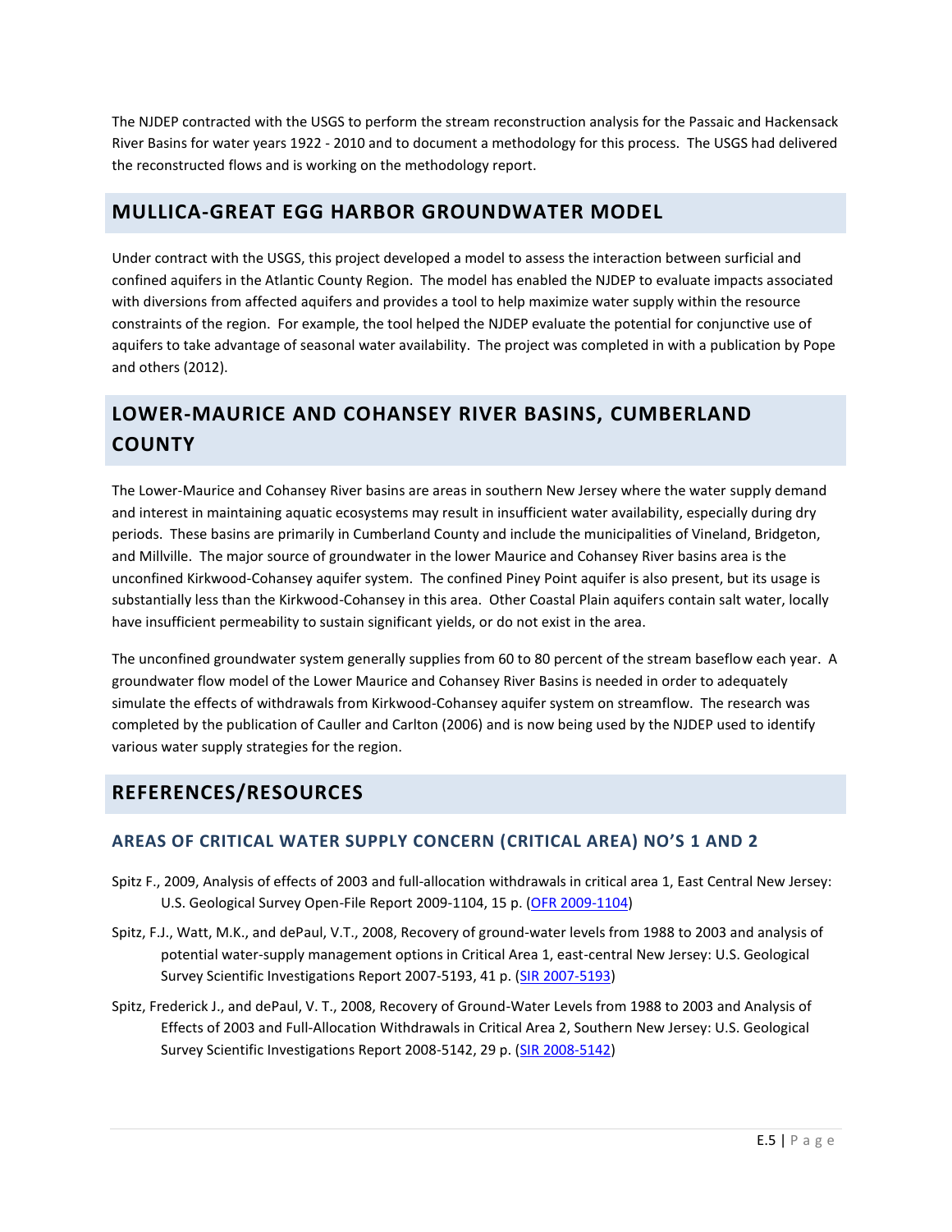The NJDEP contracted with the USGS to perform the stream reconstruction analysis for the Passaic and Hackensack River Basins for water years 1922 - 2010 and to document a methodology for this process. The USGS had delivered the reconstructed flows and is working on the methodology report.

## MULLICA-GREAT EGG HARBOR GROUNDWATER MODEL

Under contract with the USGS, this project developed a model to assess the interaction between surficial and confined aquifers in the Atlantic County Region. The model has enabled the NJDEP to evaluate impacts associated with diversions from affected aquifers and provides a tool to help maximize water supply within the resource constraints of the region. For example, the tool helped the NJDEP evaluate the potential for conjunctive use of aquifers to take advantage of seasonal water availability. The project was completed in with a publication by Pope and others (2012).

## LOWER-MAURICE AND COHANSEY RIVER BASINS, CUMBERLAND COUNTY

The Lower-Maurice and Cohansey River basins are areas in southern New Jersey where the water supply demand and interest in maintaining aquatic ecosystems may result in insufficient water availability, especially during dry periods. These basins are primarily in Cumberland County and include the municipalities of Vineland, Bridgeton, and Millville. The major source of groundwater in the lower Maurice and Cohansey River basins area is the unconfined Kirkwood-Cohansey aquifer system. The confined Piney Point aquifer is also present, but its usage is substantially less than the Kirkwood-Cohansey in this area. Other Coastal Plain aquifers contain salt water, locally have insufficient permeability to sustain significant yields, or do not exist in the area.

The unconfined groundwater system generally supplies from 60 to 80 percent of the stream baseflow each year. A groundwater flow model of the Lower Maurice and Cohansey River Basins is needed in order to adequately simulate the effects of withdrawals from Kirkwood-Cohansey aquifer system on streamflow. The research was completed by the publication of Cauller and Carlton (2006) and is now being used by the NJDEP used to identify various water supply strategies for the region.

## REFERENCES/RESOURCES

### AREAS OF CRITICAL WATER SUPPLY CONCERN (CRITICAL AREA) NO'S 1 AND 2

Spitz F., 2009, Analysis of effects of 2003 and full-allocation withdrawals in critical area 1, East Central New Jersey: U.S. Geological Survey Open-File Report 2009-1104, 15 p. (OFR 2009-1104)

Spitz, F.J., Watt, M.K., and dePaul, V.T., 2008, Recovery of ground-water levels from 1988 to 2003 and analysis of potential water-supply management options in Critical Area 1, east-central New Jersey: U.S. Geological Survey Scientific Investigations Report 2007-5193, 41 p. (SIR 2007-5193)

Spitz, Frederick J., and dePaul, V. T., 2008, Recovery of Ground-Water Levels from 1988 to 2003 and Analysis of Effects of 2003 and Full-Allocation Withdrawals in Critical Area 2, Southern New Jersey: U.S. Geological Survey Scientific Investigations Report 2008-5142, 29 p. (SIR 2008-5142)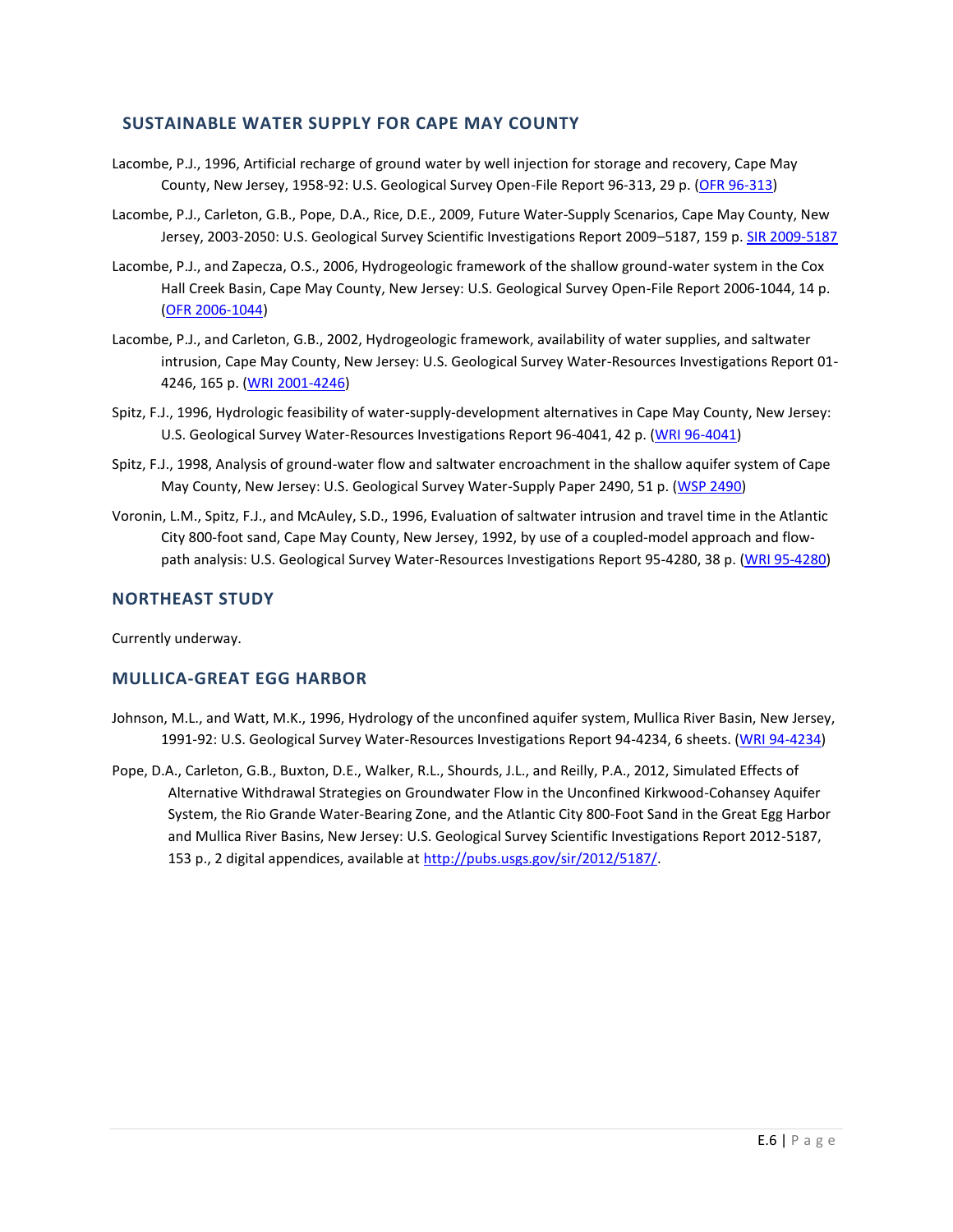## SUSTAINABLE WATER SUPPLY FOR CAPE MAY COUNTY

Lacombe, P.J., 1996, Artificial recharge of ground water by well injection for storage and recovery, Cape May County, New Jersey, 1958-92: U.S. Geological Survey Open-File Report 96-313, 29 p. (OFR 96-313)

Lacombe, P.J., Carleton, G.B., Pope, D.A., Rice, D.E., 2009, Future Water-Supply Scenarios, Cape May County, New Jersey, 2003-2050: U.S. Geological Survey Scientific Investigations Report 2009–5187, 159 p. SIR 2009-5187

Lacombe, P.J., and Zapecza, O.S., 2006, Hydrogeologic framework of the shallow ground-water system in the Cox Hall Creek Basin, Cape May County, New Jersey: U.S. Geological Survey Open-File Report 2006-1044, 14 p. (OFR 2006-1044)

Lacombe, P.J., and Carleton, G.B., 2002, Hydrogeologic framework, availability of water supplies, and saltwater intrusion, Cape May County, New Jersey: U.S. Geological Survey Water-Resources Investigations Report 01-4246, 165 p. (WRI 2001-4246)

Spitz, F.J., 1996, Hydrologic feasibility of water-supply-development alternatives in Cape May County, New Jersey: U.S. Geological Survey Water-Resources Investigations Report 96-4041, 42 p. (WRI 96-4041)

Spitz, F.J., 1998, Analysis of ground-water flow and saltwater encroachment in the shallow aquifer system of Cape May County, New Jersey: U.S. Geological Survey Water-Supply Paper 2490, 51 p. (WSP 2490)

Voronin, L.M., Spitz, F.J., and McAuley, S.D., 1996, Evaluation of saltwater intrusion and travel time in the Atlantic City 800-foot sand, Cape May County, New Jersey, 1992, by use of a coupled-model approach and flow-path analysis: U.S. Geological Survey Water-Resources Investigations Report 95-4280, 38 p. (WRI 95-4280)

## NORTHEAST STUDY

Currently underway.

## MULLICA-GREAT EGG HARBOR

Johnson, M.L., and Watt, M.K., 1996, Hydrology of the unconfined aquifer system, Mullica River Basin, New Jersey, 1991-92: U.S. Geological Survey Water-Resources Investigations Report 94-4234, 6 sheets. (WRI 94-4234)

Pope, D.A., Carleton, G.B., Buxton, D.E., Walker, R.L., Shourds, J.L., and Reilly, P.A., 2012, Simulated Effects of Alternative Withdrawal Strategies on Groundwater Flow in the Unconfined Kirkwood-Cohansey Aquifer System, the Rio Grande Water-Bearing Zone, and the Atlantic City 800-Foot Sand in the Great Egg Harbor and Mullica River Basins, New Jersey: U.S. Geological Survey Scientific Investigations Report 2012-5187, 153 p., 2 digital appendices, available at http://pubs.usgs.gov/sir/2012/5187/.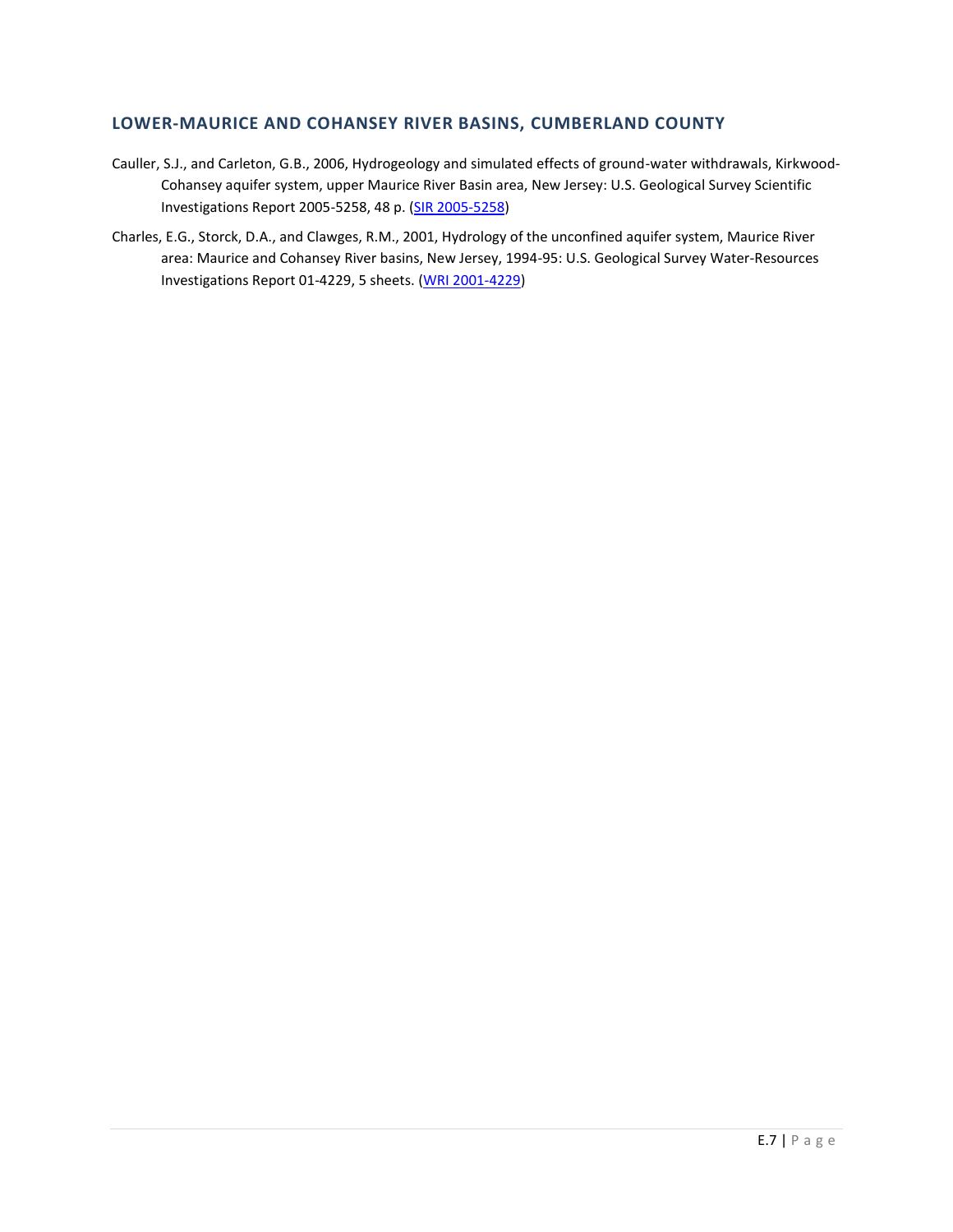## LOWER-MAURICE AND COHANSEY RIVER BASINS, CUMBERLAND COUNTY

Cauller, S.J., and Carleton, G.B., 2006, Hydrogeology and simulated effects of ground-water withdrawals, Kirkwood-Cohansey aquifer system, upper Maurice River Basin area, New Jersey: U.S. Geological Survey Scientific Investigations Report 2005-5258, 48 p. (SIR 2005-5258)

Charles, E.G., Storck, D.A., and Clawges, R.M., 2001, Hydrology of the unconfined aquifer system, Maurice River area: Maurice and Cohansey River basins, New Jersey, 1994-95: U.S. Geological Survey Water-Resources Investigations Report 01-4229, 5 sheets. (WRI 2001-4229)